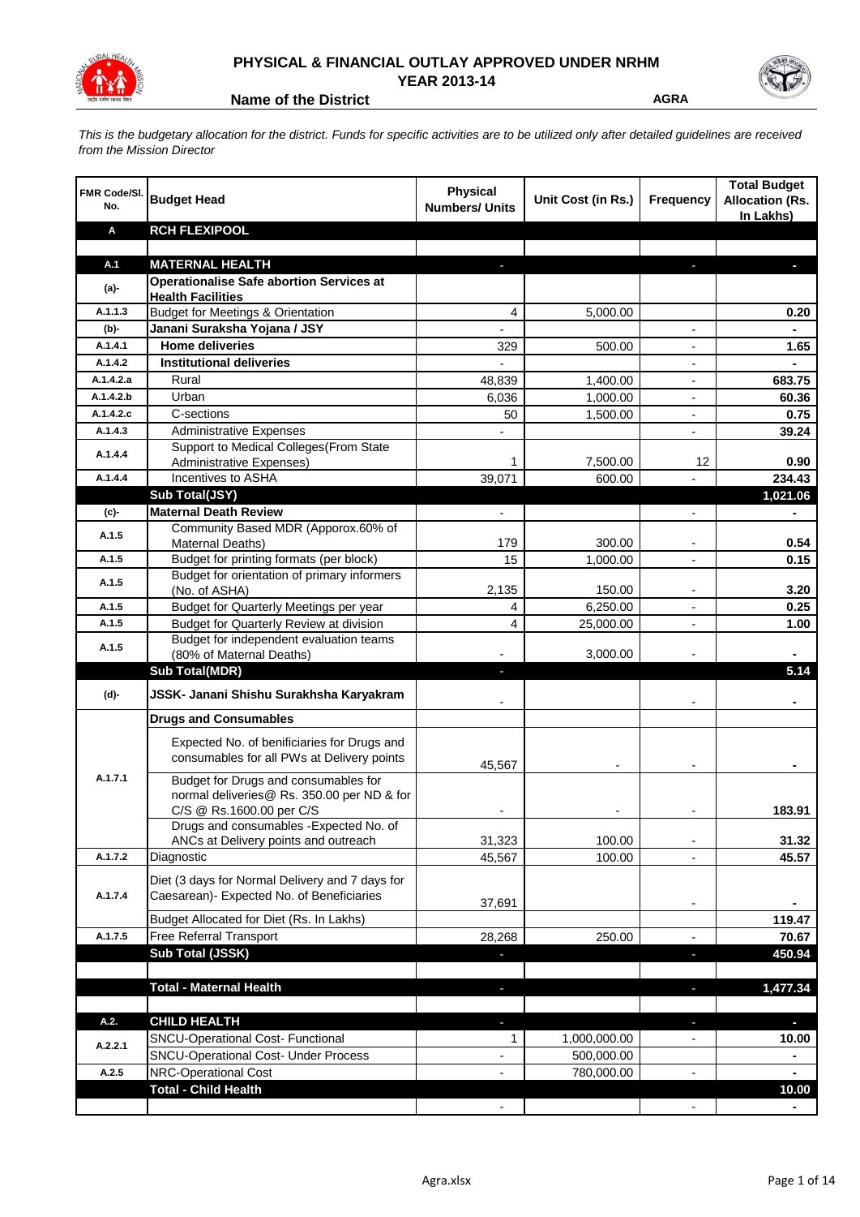# PHYSICAL & FINANCIAL OUTLAY APPROVED UNDER NRHM

## YEAR 2013-14

**Name of the District** AGRA

*This is the budgetary allocation for the district. Funds for specific activities are to be utilized only after detailed guidelines are received from the Mission Director*

| FMR Code/Sl. No. | Budget Head | Physical Numbers/ Units | Unit Cost (in Rs.) | Frequency | Total Budget Allocation (Rs. In Lakhs) |
|---|---|---|---|---|---|
| **A** | **RCH FLEXIPOOL** | | | | |
| | | | | | |
| **A.1** | **MATERNAL HEALTH** | - | | - | - |
| **(a)-** | **Operationalise Safe abortion Services at Health Facilities** | | | | |
| A.1.1.3 | Budget for Meetings & Orientation | 4 | 5,000.00 | | 0.20 |
| **(b)-** | **Janani Suraksha Yojana / JSY** | - | | - | - |
| A.1.4.1 | **Home deliveries** | 329 | 500.00 | - | 1.65 |
| A.1.4.2 | **Institutional deliveries** | - | | - | - |
| A.1.4.2.a | Rural | 48,839 | 1,400.00 | - | 683.75 |
| A.1.4.2.b | Urban | 6,036 | 1,000.00 | - | 60.36 |
| A.1.4.2.c | C-sections | 50 | 1,500.00 | - | 0.75 |
| A.1.4.3 | Administrative Expenses | - | | - | 39.24 |
| A.1.4.4 | Support to Medical Colleges(From State Administrative Expenses) | 1 | 7,500.00 | 12 | 0.90 |
| A.1.4.4 | Incentives to ASHA | 39,071 | 600.00 | - | 234.43 |
| | **Sub Total(JSY)** | | | | **1,021.06** |
| **(c)-** | **Maternal Death Review** | - | | - | - |
| A.1.5 | Community Based MDR (Apporox.60% of Maternal Deaths) | 179 | 300.00 | - | 0.54 |
| A.1.5 | Budget for printing formats (per block) | 15 | 1,000.00 | - | 0.15 |
| A.1.5 | Budget for orientation of primary informers (No. of ASHA) | 2,135 | 150.00 | - | 3.20 |
| A.1.5 | Budget for Quarterly Meetings per year | 4 | 6,250.00 | - | 0.25 |
| A.1.5 | Budget for Quarterly Review at division | 4 | 25,000.00 | - | 1.00 |
| A.1.5 | Budget for independent evaluation teams (80% of Maternal Deaths) | - | 3,000.00 | - | - |
| | **Sub Total(MDR)** | - | | | **5.14** |
| **(d)-** | **JSSK- Janani Shishu Surakhsha Karyakram** | - | | - | - |
| | **Drugs and Consumables** | | | | |
| A.1.7.1 | Expected No. of benificiaries for Drugs and consumables for all PWs at Delivery points | 45,567 | - | - | - |
| | Budget for Drugs and consumables for normal deliveries@ Rs. 350.00 per ND & for C/S @ Rs.1600.00 per C/S | - | - | - | 183.91 |
| | Drugs and consumables -Expected No. of ANCs at Delivery points and outreach | 31,323 | 100.00 | - | 31.32 |
| A.1.7.2 | Diagnostic | 45,567 | 100.00 | - | 45.57 |
| A.1.7.4 | Diet (3 days for Normal Delivery and 7 days for Caesarean)- Expected No. of Beneficiaries | 37,691 | | - | - |
| | Budget Allocated for Diet (Rs. In Lakhs) | | | | 119.47 |
| A.1.7.5 | Free Referral Transport | 28,268 | 250.00 | - | 70.67 |
| | **Sub Total (JSSK)** | - | | - | **450.94** |
| | | | | | |
| | **Total - Maternal Health** | - | | - | **1,477.34** |
| | | | | | |
| **A.2.** | **CHILD HEALTH** | - | | - | - |
| A.2.2.1 | SNCU-Operational Cost- Functional | 1 | 1,000,000.00 | - | 10.00 |
| | SNCU-Operational Cost- Under Process | - | 500,000.00 | | - |
| A.2.5 | NRC-Operational Cost | - | 780,000.00 | - | - |
| | **Total - Child Health** | | | | **10.00** |
| | | - | | - | - |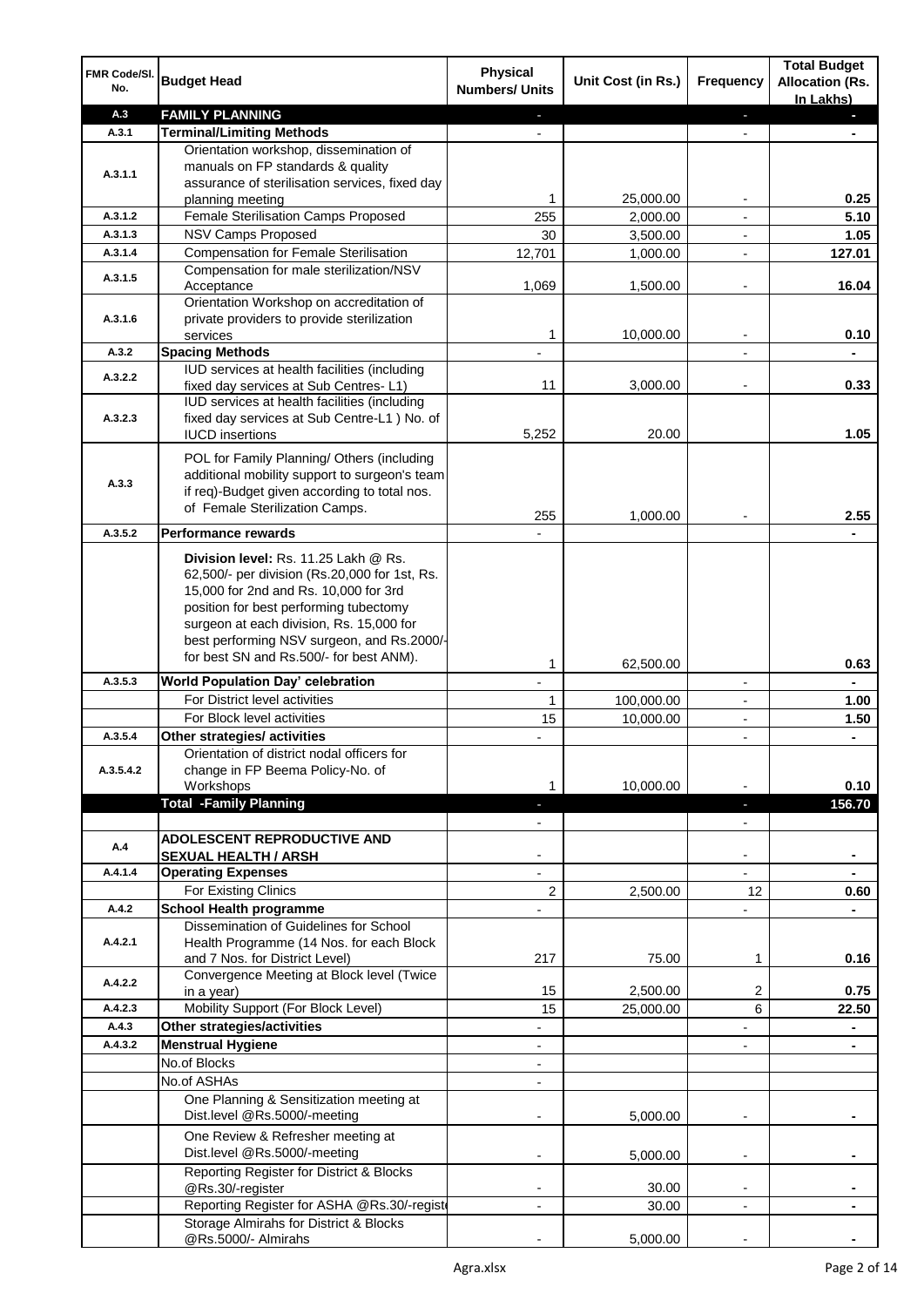| FMR Code/Sl. No. | Budget Head | Physical Numbers/ Units | Unit Cost (in Rs.) | Frequency | Total Budget Allocation (Rs. In Lakhs) |
|---|---|---|---|---|---|
| A.3 | **FAMILY PLANNING** | - | | - | - |
| A.3.1 | **Terminal/Limiting Methods** | - | | - | - |
| A.3.1.1 | Orientation workshop, dissemination of manuals on FP standards & quality assurance of sterilisation services, fixed day planning meeting | 1 | 25,000.00 | - | **0.25** |
| A.3.1.2 | Female Sterilisation Camps Proposed | 255 | 2,000.00 | - | **5.10** |
| A.3.1.3 | NSV Camps Proposed | 30 | 3,500.00 | - | **1.05** |
| A.3.1.4 | Compensation for Female Sterilisation | 12,701 | 1,000.00 | - | **127.01** |
| A.3.1.5 | Compensation for male sterilization/NSV Acceptance | 1,069 | 1,500.00 | - | **16.04** |
| A.3.1.6 | Orientation Workshop on accreditation of private providers to provide sterilization services | 1 | 10,000.00 | - | **0.10** |
| A.3.2 | **Spacing Methods** | - | | - | - |
| A.3.2.2 | IUD services at health facilities (including fixed day services at Sub Centres- L1) | 11 | 3,000.00 | - | **0.33** |
| A.3.2.3 | IUD services at health facilities (including fixed day services at Sub Centre-L1 ) No. of IUCD insertions | 5,252 | 20.00 | | **1.05** |
| A.3.3 | POL for Family Planning/ Others (including additional mobility support to surgeon's team if req)-Budget given according to total nos. of Female Sterilization Camps. | 255 | 1,000.00 | - | **2.55** |
| A.3.5.2 | **Performance rewards** | - | | | - |
| | **Division level:** Rs. 11.25 Lakh @ Rs. 62,500/- per division (Rs.20,000 for 1st, Rs. 15,000 for 2nd and Rs. 10,000 for 3rd position for best performing tubectomy surgeon at each division, Rs. 15,000 for best performing NSV surgeon, and Rs.2000/- for best SN and Rs.500/- for best ANM). | 1 | 62,500.00 | | **0.63** |
| A.3.5.3 | **World Population Day' celebration** | - | | - | - |
| | For District level activities | 1 | 100,000.00 | - | **1.00** |
| | For Block level activities | 15 | 10,000.00 | - | **1.50** |
| A.3.5.4 | **Other strategies/ activities** | - | | - | - |
| A.3.5.4.2 | Orientation of district nodal officers for change in FP Beema Policy-No. of Workshops | 1 | 10,000.00 | - | **0.10** |
| | **Total -Family Planning** | - | | - | **156.70** |
| | | - | | - | |
| A.4 | **ADOLESCENT REPRODUCTIVE AND SEXUAL HEALTH / ARSH** | - | | - | - |
| A.4.1.4 | **Operating Expenses** | - | | - | - |
| | For Existing Clinics | 2 | 2,500.00 | 12 | **0.60** |
| A.4.2 | **School Health programme** | - | | - | - |
| A.4.2.1 | Dissemination of Guidelines for School Health Programme (14 Nos. for each Block and 7 Nos. for District Level) | 217 | 75.00 | 1 | **0.16** |
| A.4.2.2 | Convergence Meeting at Block level (Twice in a year) | 15 | 2,500.00 | 2 | **0.75** |
| A.4.2.3 | Mobility Support (For Block Level) | 15 | 25,000.00 | 6 | **22.50** |
| A.4.3 | **Other strategies/activities** | - | | - | - |
| A.4.3.2 | **Menstrual Hygiene** | - | | - | - |
| | No.of Blocks | - | | | |
| | No.of ASHAs | - | | | |
| | One Planning & Sensitization meeting at Dist.level @Rs.5000/-meeting | - | 5,000.00 | - | - |
| | One Review & Refresher meeting at Dist.level @Rs.5000/-meeting | - | 5,000.00 | - | - |
| | Reporting Register for District & Blocks @Rs.30/-register | - | 30.00 | - | - |
| | Reporting Register for ASHA @Rs.30/-register | - | 30.00 | - | - |
| | Storage Almirahs for District & Blocks @Rs.5000/- Almirahs | - | 5,000.00 | - | - |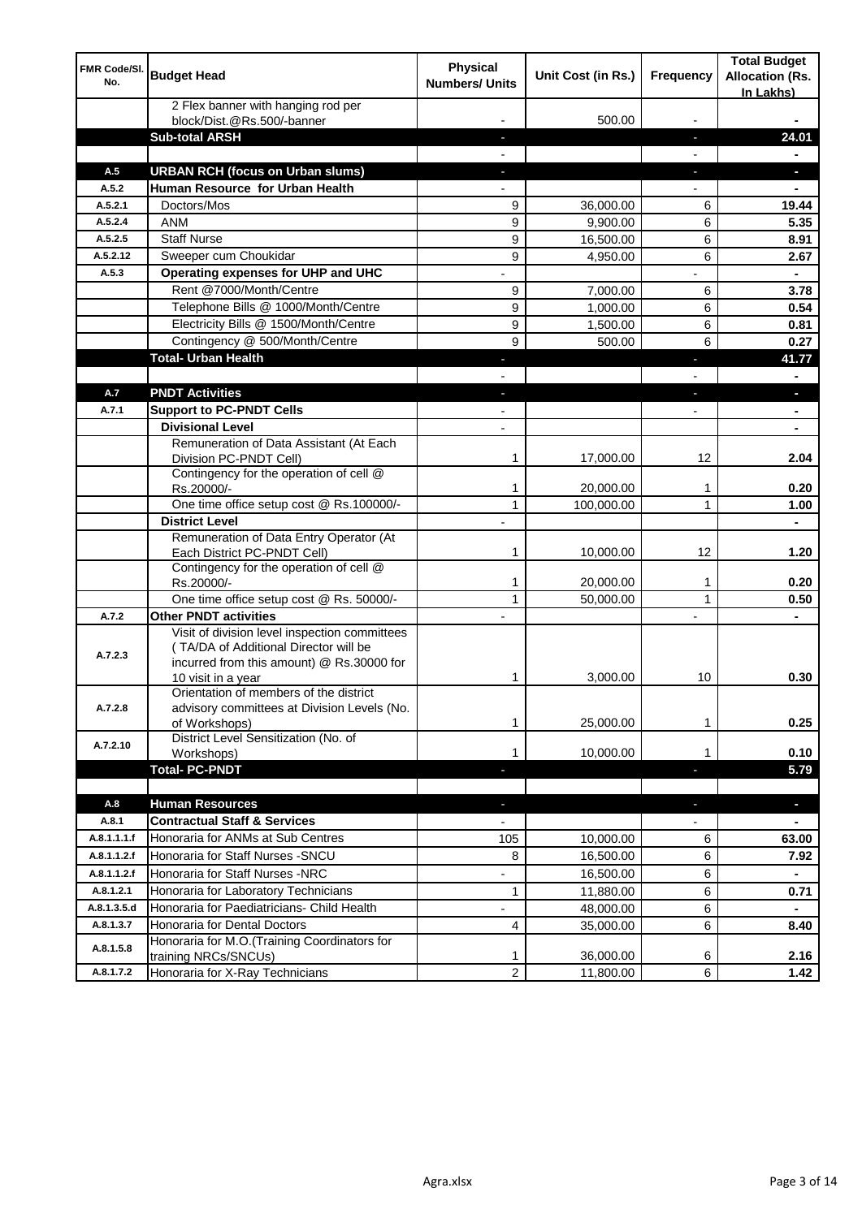| FMR Code/Sl. No. | Budget Head | Physical Numbers/ Units | Unit Cost (in Rs.) | Frequency | Total Budget Allocation (Rs. In Lakhs) |
|---|---|---|---|---|---|
| | 2 Flex banner with hanging rod per block/Dist.@Rs.500/-banner | - | 500.00 | - | - |
| | **Sub-total ARSH** | - | | - | **24.01** |
| | | - | | - | - |
| **A.5** | **URBAN RCH (focus on Urban slums)** | - | | - | - |
| **A.5.2** | **Human Resource for Urban Health** | - | | - | - |
| A.5.2.1 | Doctors/Mos | 9 | 36,000.00 | 6 | **19.44** |
| A.5.2.4 | ANM | 9 | 9,900.00 | 6 | **5.35** |
| A.5.2.5 | Staff Nurse | 9 | 16,500.00 | 6 | **8.91** |
| A.5.2.12 | Sweeper cum Choukidar | 9 | 4,950.00 | 6 | **2.67** |
| **A.5.3** | **Operating expenses for UHP and UHC** | - | | - | - |
| | Rent @7000/Month/Centre | 9 | 7,000.00 | 6 | **3.78** |
| | Telephone Bills @ 1000/Month/Centre | 9 | 1,000.00 | 6 | **0.54** |
| | Electricity Bills @ 1500/Month/Centre | 9 | 1,500.00 | 6 | **0.81** |
| | Contingency @ 500/Month/Centre | 9 | 500.00 | 6 | **0.27** |
| | **Total- Urban Health** | - | | - | **41.77** |
| | | - | | - | - |
| **A.7** | **PNDT Activities** | - | | - | - |
| **A.7.1** | **Support to PC-PNDT Cells** | - | | - | - |
| | **Divisional Level** | - | | | - |
| | Remuneration of Data Assistant (At Each Division PC-PNDT Cell) | 1 | 17,000.00 | 12 | **2.04** |
| | Contingency for the operation of cell @ Rs.20000/- | 1 | 20,000.00 | 1 | **0.20** |
| | One time office setup cost @ Rs.100000/- | 1 | 100,000.00 | 1 | **1.00** |
| | **District Level** | - | | | - |
| | Remuneration of Data Entry Operator (At Each District PC-PNDT Cell) | 1 | 10,000.00 | 12 | **1.20** |
| | Contingency for the operation of cell @ Rs.20000/- | 1 | 20,000.00 | 1 | **0.20** |
| | One time office setup cost @ Rs. 50000/- | 1 | 50,000.00 | 1 | **0.50** |
| **A.7.2** | **Other PNDT activities** | - | | - | - |
| A.7.2.3 | Visit of division level inspection committees ( TA/DA of Additional Director will be incurred from this amount) @ Rs.30000 for 10 visit in a year | 1 | 3,000.00 | 10 | **0.30** |
| A.7.2.8 | Orientation of members of the district advisory committees at Division Levels (No. of Workshops) | 1 | 25,000.00 | 1 | **0.25** |
| A.7.2.10 | District Level Sensitization (No. of Workshops) | 1 | 10,000.00 | 1 | **0.10** |
| | **Total- PC-PNDT** | - | | - | **5.79** |
| | | | | | |
| **A.8** | **Human Resources** | - | | - | - |
| **A.8.1** | **Contractual Staff & Services** | - | | - | - |
| A.8.1.1.1.f | Honoraria for ANMs at Sub Centres | 105 | 10,000.00 | 6 | **63.00** |
| A.8.1.1.2.f | Honoraria for Staff Nurses -SNCU | 8 | 16,500.00 | 6 | **7.92** |
| A.8.1.1.2.f | Honoraria for Staff Nurses -NRC | - | 16,500.00 | 6 | - |
| A.8.1.2.1 | Honoraria for Laboratory Technicians | 1 | 11,880.00 | 6 | **0.71** |
| A.8.1.3.5.d | Honoraria for Paediatricians- Child Health | - | 48,000.00 | 6 | - |
| A.8.1.3.7 | Honoraria for Dental Doctors | 4 | 35,000.00 | 6 | **8.40** |
| A.8.1.5.8 | Honoraria for M.O.(Training Coordinators for training NRCs/SNCUs) | 1 | 36,000.00 | 6 | **2.16** |
| A.8.1.7.2 | Honoraria for X-Ray Technicians | 2 | 11,800.00 | 6 | **1.42** |

Agra.xlsx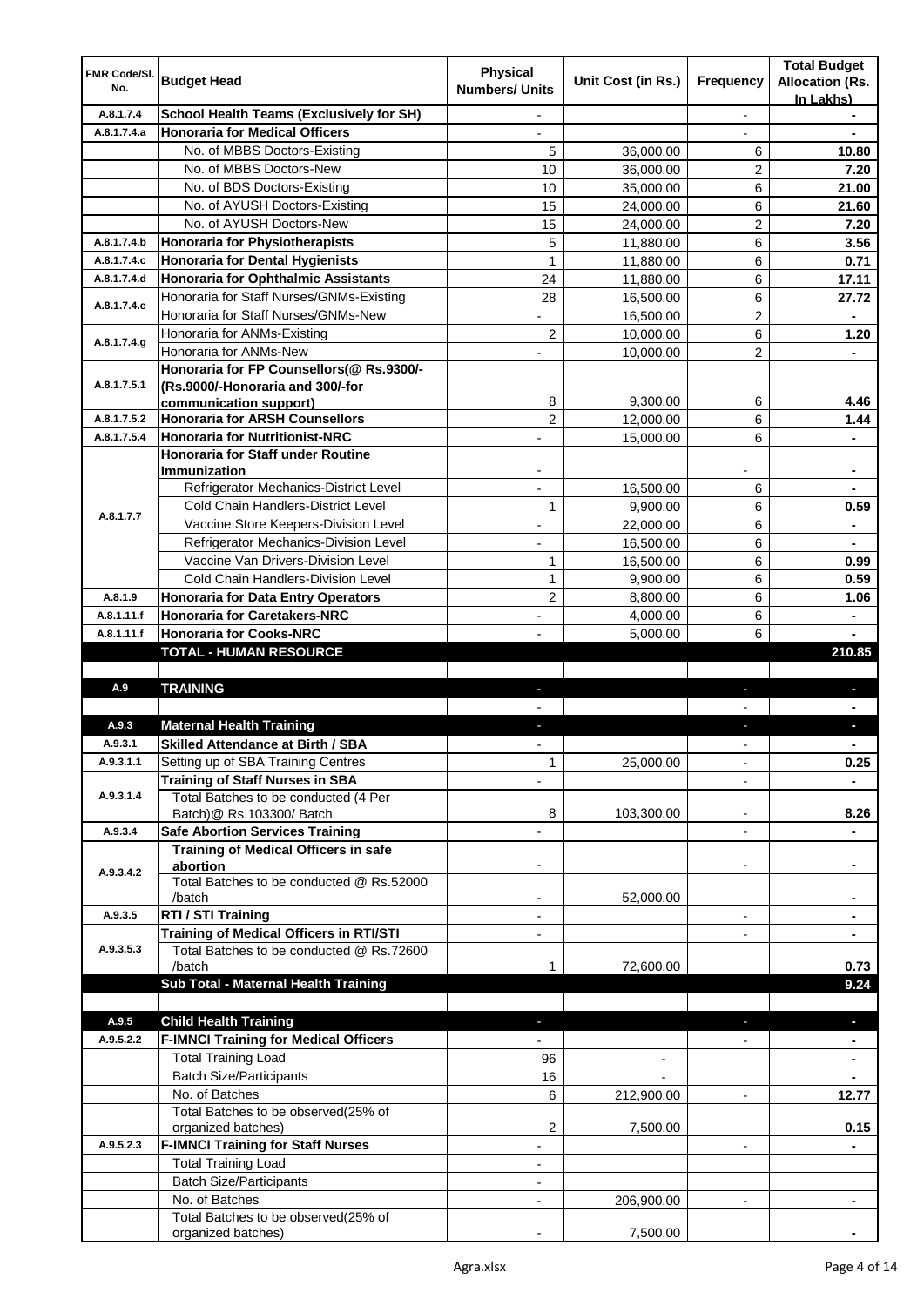| FMR Code/Sl. No. | Budget Head | Physical Numbers/ Units | Unit Cost (in Rs.) | Frequency | Total Budget Allocation (Rs. In Lakhs) |
|---|---|---|---|---|---|
| A.8.1.7.4 | **School Health Teams (Exclusively for SH)** | - | | - | - |
| A.8.1.7.4.a | **Honoraria for Medical Officers** | - | | - | - |
| | No. of MBBS Doctors-Existing | 5 | 36,000.00 | 6 | **10.80** |
| | No. of MBBS Doctors-New | 10 | 36,000.00 | 2 | **7.20** |
| | No. of BDS Doctors-Existing | 10 | 35,000.00 | 6 | **21.00** |
| | No. of AYUSH Doctors-Existing | 15 | 24,000.00 | 6 | **21.60** |
| | No. of AYUSH Doctors-New | 15 | 24,000.00 | 2 | **7.20** |
| A.8.1.7.4.b | **Honoraria for Physiotherapists** | 5 | 11,880.00 | 6 | **3.56** |
| A.8.1.7.4.c | **Honoraria for Dental Hygienists** | 1 | 11,880.00 | 6 | **0.71** |
| A.8.1.7.4.d | **Honoraria for Ophthalmic Assistants** | 24 | 11,880.00 | 6 | **17.11** |
| A.8.1.7.4.e | Honoraria for Staff Nurses/GNMs-Existing | 28 | 16,500.00 | 6 | **27.72** |
| | Honoraria for Staff Nurses/GNMs-New | - | 16,500.00 | 2 | - |
| A.8.1.7.4.g | Honoraria for ANMs-Existing | 2 | 10,000.00 | 6 | **1.20** |
| | Honoraria for ANMs-New | - | 10,000.00 | 2 | - |
| A.8.1.7.5.1 | **Honoraria for FP Counsellors(@ Rs.9300/- (Rs.9000/-Honoraria and 300/-for communication support)** | 8 | 9,300.00 | 6 | **4.46** |
| A.8.1.7.5.2 | **Honoraria for ARSH Counsellors** | 2 | 12,000.00 | 6 | **1.44** |
| A.8.1.7.5.4 | **Honoraria for Nutritionist-NRC** | - | 15,000.00 | 6 | - |
| A.8.1.7.7 | **Honoraria for Staff under Routine Immunization** | - | | - | - |
| | Refrigerator Mechanics-District Level | - | 16,500.00 | 6 | - |
| | Cold Chain Handlers-District Level | 1 | 9,900.00 | 6 | **0.59** |
| | Vaccine Store Keepers-Division Level | - | 22,000.00 | 6 | - |
| | Refrigerator Mechanics-Division Level | - | 16,500.00 | 6 | - |
| | Vaccine Van Drivers-Division Level | 1 | 16,500.00 | 6 | **0.99** |
| | Cold Chain Handlers-Division Level | 1 | 9,900.00 | 6 | **0.59** |
| A.8.1.9 | **Honoraria for Data Entry Operators** | 2 | 8,800.00 | 6 | **1.06** |
| A.8.1.11.f | **Honoraria for Caretakers-NRC** | - | 4,000.00 | 6 | - |
| A.8.1.11.f | **Honoraria for Cooks-NRC** | - | 5,000.00 | 6 | - |
| | **TOTAL - HUMAN RESOURCE** | | | | **210.85** |
| | | | | | |
| A.9 | **TRAINING** | - | | - | - |
| | | - | | - | - |
| A.9.3 | **Maternal Health Training** | - | | - | - |
| A.9.3.1 | **Skilled Attendance at Birth / SBA** | - | | - | - |
| A.9.3.1.1 | Setting up of SBA Training Centres | 1 | 25,000.00 | - | **0.25** |
| A.9.3.1.4 | **Training of Staff Nurses in SBA** | - | | - | - |
| | Total Batches to be conducted (4 Per Batch)@ Rs.103300/ Batch | 8 | 103,300.00 | - | **8.26** |
| A.9.3.4 | **Safe Abortion Services Training** | - | | - | - |
| A.9.3.4.2 | **Training of Medical Officers in safe abortion** | - | | - | - |
| | Total Batches to be conducted @ Rs.52000 /batch | - | 52,000.00 | | - |
| A.9.3.5 | **RTI / STI Training** | - | | - | - |
| A.9.3.5.3 | **Training of Medical Officers in RTI/STI** | - | | - | - |
| | Total Batches to be conducted @ Rs.72600 /batch | 1 | 72,600.00 | | **0.73** |
| | **Sub Total - Maternal Health Training** | | | | **9.24** |
| | | | | | |
| A.9.5 | **Child Health Training** | - | | - | - |
| A.9.5.2.2 | **F-IMNCI Training for Medical Officers** | - | | - | - |
| | Total Training Load | 96 | - | | - |
| | Batch Size/Participants | 16 | - | | - |
| | No. of Batches | 6 | 212,900.00 | - | **12.77** |
| | Total Batches to be observed(25% of organized batches) | 2 | 7,500.00 | | **0.15** |
| A.9.5.2.3 | **F-IMNCI Training for Staff Nurses** | - | | - | - |
| | Total Training Load | - | | | |
| | Batch Size/Participants | - | | | |
| | No. of Batches | - | 206,900.00 | - | - |
| | Total Batches to be observed(25% of organized batches) | - | 7,500.00 | | - |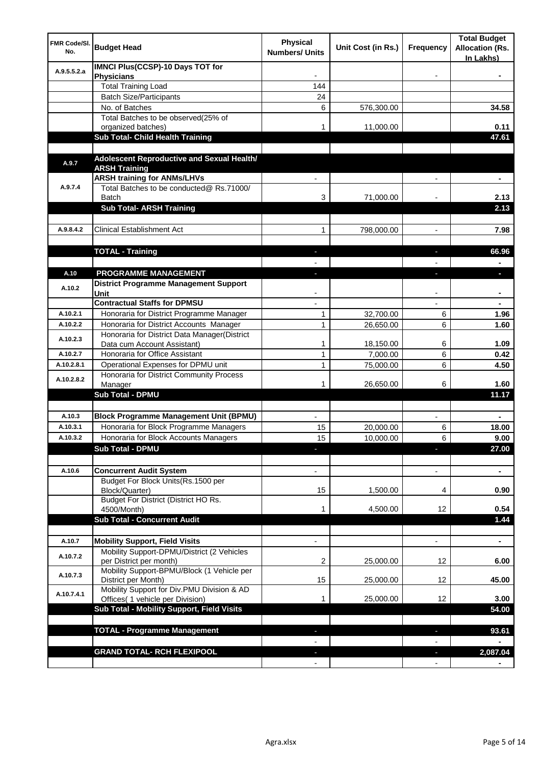| FMR Code/Sl. No. | Budget Head | Physical Numbers/ Units | Unit Cost (in Rs.) | Frequency | Total Budget Allocation (Rs. In Lakhs) |
|---|---|---|---|---|---|
| A.9.5.5.2.a | **IMNCI Plus(CCSP)-10 Days TOT for Physicians** | - | | - | - |
| | Total Training Load | 144 | | | |
| | Batch Size/Participants | 24 | | | |
| | No. of Batches | 6 | 576,300.00 | | **34.58** |
| | Total Batches to be observed(25% of organized batches) | 1 | 11,000.00 | | **0.11** |
| | **Sub Total- Child Health Training** | | | | **47.61** |
| | | | | | |
| A.9.7 | **Adolescent Reproductive and Sexual Health/ ARSH Training** | | | | |
| A.9.7.4 | **ARSH training for ANMs/LHVs** | - | | - | - |
| | Total Batches to be conducted@ Rs.71000/ Batch | 3 | 71,000.00 | - | **2.13** |
| | **Sub Total- ARSH Training** | | | | **2.13** |
| | | | | | |
| A.9.8.4.2 | Clinical Establishment Act | 1 | 798,000.00 | - | **7.98** |
| | | | | | |
| | **TOTAL - Training** | - | | - | **66.96** |
| | | - | | - | - |
| A.10 | **PROGRAMME MANAGEMENT** | - | | - | - |
| A.10.2 | **District Programme Management Support Unit** | - | | - | - |
| | **Contractual Staffs for DPMSU** | - | | - | - |
| A.10.2.1 | Honoraria for District Programme Manager | 1 | 32,700.00 | 6 | **1.96** |
| A.10.2.2 | Honoraria for District Accounts Manager | 1 | 26,650.00 | 6 | **1.60** |
| A.10.2.3 | Honoraria for District Data Manager(District Data cum Account Assistant) | 1 | 18,150.00 | 6 | **1.09** |
| A.10.2.7 | Honoraria for Office Assistant | 1 | 7,000.00 | 6 | **0.42** |
| A.10.2.8.1 | Operational Expenses for DPMU unit | 1 | 75,000.00 | 6 | **4.50** |
| A.10.2.8.2 | Honoraria for District Community Process Manager | 1 | 26,650.00 | 6 | **1.60** |
| | **Sub Total - DPMU** | | | | **11.17** |
| | | | | | |
| A.10.3 | **Block Programme Management Unit (BPMU)** | - | | - | - |
| A.10.3.1 | Honoraria for Block Programme Managers | 15 | 20,000.00 | 6 | **18.00** |
| A.10.3.2 | Honoraria for Block Accounts Managers | 15 | 10,000.00 | 6 | **9.00** |
| | **Sub Total - DPMU** | - | | - | **27.00** |
| | | | | | |
| A.10.6 | **Concurrent Audit System** | - | | - | - |
| | Budget For Block Units(Rs.1500 per Block/Quarter) | 15 | 1,500.00 | 4 | **0.90** |
| | Budget For District (District HO Rs. 4500/Month) | 1 | 4,500.00 | 12 | **0.54** |
| | **Sub Total - Concurrent Audit** | | | | **1.44** |
| | | | | | |
| A.10.7 | **Mobility Support, Field Visits** | - | | - | - |
| A.10.7.2 | Mobility Support-DPMU/District (2 Vehicles per District per month) | 2 | 25,000.00 | 12 | **6.00** |
| A.10.7.3 | Mobility Support-BPMU/Block (1 Vehicle per District per Month) | 15 | 25,000.00 | 12 | **45.00** |
| A.10.7.4.1 | Mobility Support for Div.PMU Division & AD Offices( 1 vehicle per Division) | 1 | 25,000.00 | 12 | **3.00** |
| | **Sub Total - Mobility Support, Field Visits** | | | | **54.00** |
| | | | | | |
| | **TOTAL - Programme Management** | - | | - | **93.61** |
| | | - | | - | - |
| | **GRAND TOTAL- RCH FLEXIPOOL** | - | | - | **2,087.04** |
| | | - | | - | - |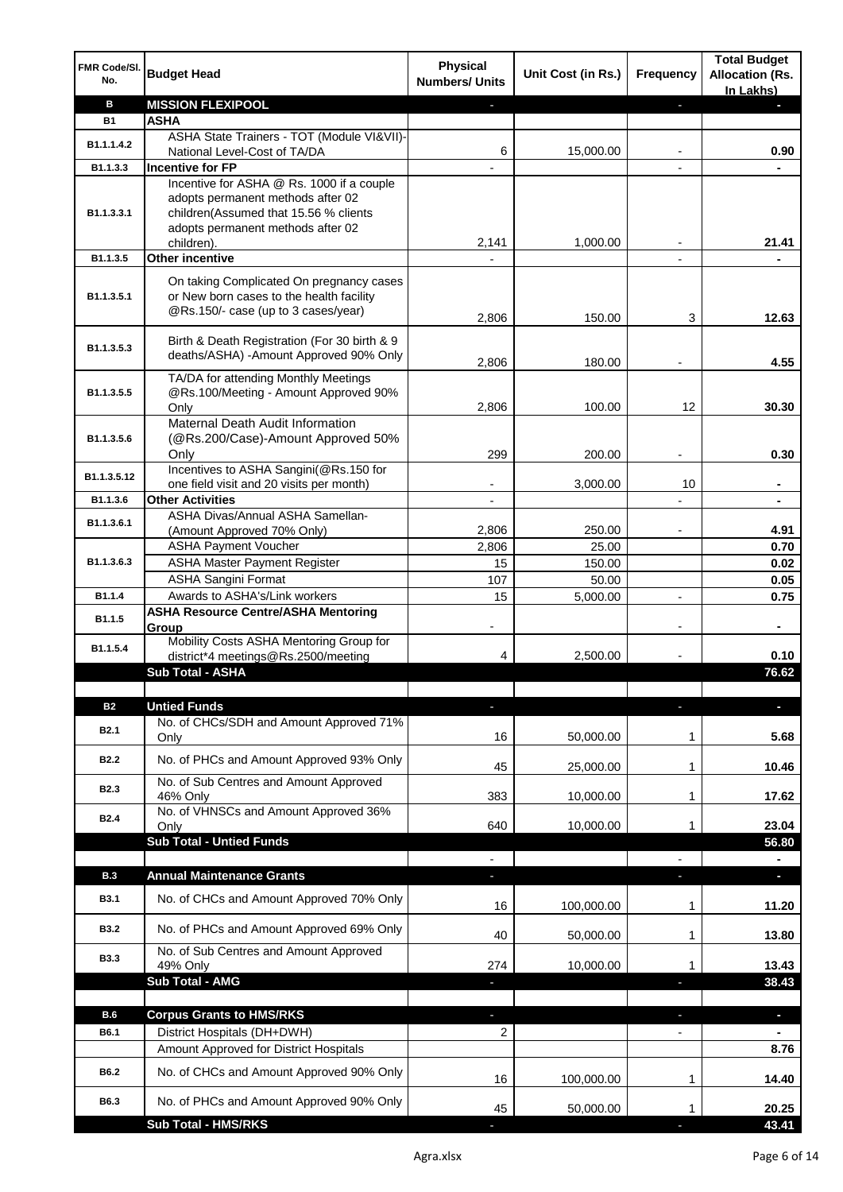| FMR Code/Sl. No. | Budget Head | Physical Numbers/ Units | Unit Cost (in Rs.) | Frequency | Total Budget Allocation (Rs. In Lakhs) |
|---|---|---|---|---|---|
| **B** | **MISSION FLEXIPOOL** | - | | - | - |
| **B1** | **ASHA** | | | | |
| B1.1.1.4.2 | ASHA State Trainers - TOT (Module VI&VII)-National Level-Cost of TA/DA | 6 | 15,000.00 | - | **0.90** |
| B1.1.3.3 | **Incentive for FP** | - | | - | - |
| B1.1.3.3.1 | Incentive for ASHA @ Rs. 1000 if a couple adopts permanent methods after 02 children(Assumed that 15.56 % clients adopts permanent methods after 02 children). | 2,141 | 1,000.00 | - | **21.41** |
| B1.1.3.5 | **Other incentive** | - | | - | - |
| B1.1.3.5.1 | On taking Complicated On pregnancy cases or New born cases to the health facility @Rs.150/- case (up to 3 cases/year) | 2,806 | 150.00 | 3 | **12.63** |
| B1.1.3.5.3 | Birth & Death Registration (For 30 birth & 9 deaths/ASHA) -Amount Approved 90% Only | 2,806 | 180.00 | - | **4.55** |
| B1.1.3.5.5 | TA/DA for attending Monthly Meetings @Rs.100/Meeting - Amount Approved 90% Only | 2,806 | 100.00 | 12 | **30.30** |
| B1.1.3.5.6 | Maternal Death Audit Information (@Rs.200/Case)-Amount Approved 50% Only | 299 | 200.00 | - | **0.30** |
| B1.1.3.5.12 | Incentives to ASHA Sangini(@Rs.150 for one field visit and 20 visits per month) | - | 3,000.00 | 10 | - |
| B1.1.3.6 | **Other Activities** | - | | - | - |
| B1.1.3.6.1 | ASHA Divas/Annual ASHA Samellan- (Amount Approved 70% Only) | 2,806 | 250.00 | - | **4.91** |
| B1.1.3.6.3 | ASHA Payment Voucher | 2,806 | 25.00 | | **0.70** |
| | ASHA Master Payment Register | 15 | 150.00 | | **0.02** |
| | ASHA Sangini Format | 107 | 50.00 | | **0.05** |
| B1.1.4 | Awards to ASHA's/Link workers | 15 | 5,000.00 | - | **0.75** |
| B1.1.5 | **ASHA Resource Centre/ASHA Mentoring Group** | - | | - | - |
| B1.1.5.4 | Mobility Costs ASHA Mentoring Group for district*4 meetings@Rs.2500/meeting | 4 | 2,500.00 | - | **0.10** |
| | **Sub Total - ASHA** | | | | **76.62** |
| | | | | | |
| **B2** | **Untied Funds** | - | | - | - |
| B2.1 | No. of CHCs/SDH and Amount Approved 71% Only | 16 | 50,000.00 | 1 | **5.68** |
| B2.2 | No. of PHCs and Amount Approved 93% Only | 45 | 25,000.00 | 1 | **10.46** |
| B2.3 | No. of Sub Centres and Amount Approved 46% Only | 383 | 10,000.00 | 1 | **17.62** |
| B2.4 | No. of VHNSCs and Amount Approved 36% Only | 640 | 10,000.00 | 1 | **23.04** |
| | **Sub Total - Untied Funds** | | | | **56.80** |
| | | - | | - | - |
| **B.3** | **Annual Maintenance Grants** | - | | - | - |
| B3.1 | No. of CHCs and Amount Approved 70% Only | 16 | 100,000.00 | 1 | **11.20** |
| B3.2 | No. of PHCs and Amount Approved 69% Only | 40 | 50,000.00 | 1 | **13.80** |
| B3.3 | No. of Sub Centres and Amount Approved 49% Only | 274 | 10,000.00 | 1 | **13.43** |
| | **Sub Total - AMG** | - | | - | **38.43** |
| | | | | | |
| **B.6** | **Corpus Grants to HMS/RKS** | - | | - | - |
| B6.1 | District Hospitals (DH+DWH) | 2 | | - | - |
| | Amount Approved for District Hospitals | | | | **8.76** |
| B6.2 | No. of CHCs and Amount Approved 90% Only | 16 | 100,000.00 | 1 | **14.40** |
| B6.3 | No. of PHCs and Amount Approved 90% Only | 45 | 50,000.00 | 1 | **20.25** |
| | **Sub Total - HMS/RKS** | - | | - | **43.41** |

Agra.xlsx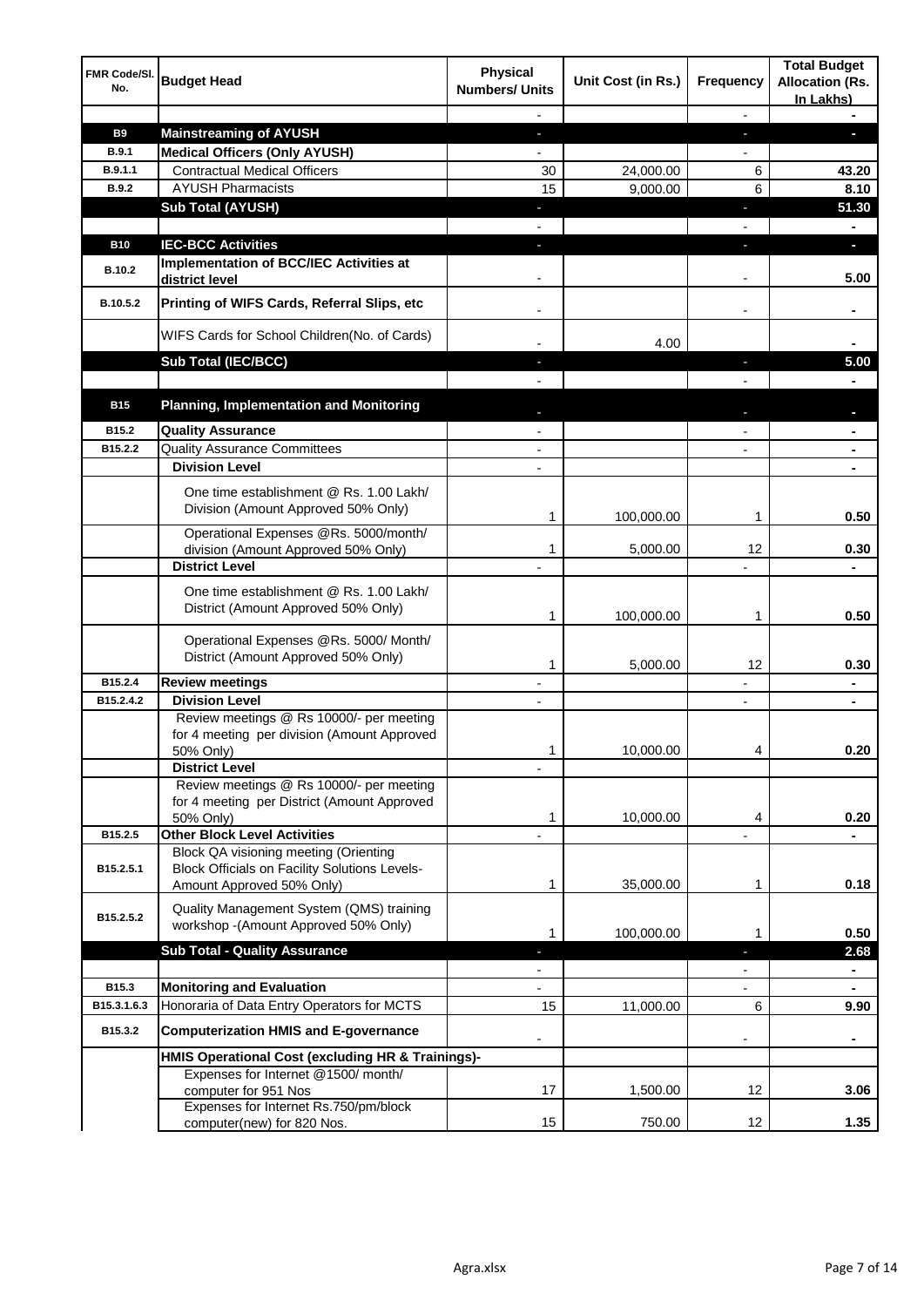| FMR Code/Sl. No. | Budget Head | Physical Numbers/ Units | Unit Cost (in Rs.) | Frequency | Total Budget Allocation (Rs. In Lakhs) |
|---|---|---|---|---|---|
| | | - | | - | - |
| **B9** | **Mainstreaming of AYUSH** | - | | - | - |
| **B.9.1** | **Medical Officers (Only AYUSH)** | - | | - | |
| **B.9.1.1** | Contractual Medical Officers | 30 | 24,000.00 | 6 | **43.20** |
| **B.9.2** | AYUSH Pharmacists | 15 | 9,000.00 | 6 | **8.10** |
| | **Sub Total (AYUSH)** | - | | - | **51.30** |
| | | - | | - | - |
| **B10** | **IEC-BCC Activities** | - | | - | - |
| **B.10.2** | **Implementation of BCC/IEC Activities at district level** | - | | - | **5.00** |
| **B.10.5.2** | **Printing of WIFS Cards, Referral Slips, etc** | - | | - | - |
| | WIFS Cards for School Children(No. of Cards) | - | 4.00 | | - |
| | **Sub Total (IEC/BCC)** | - | | - | **5.00** |
| | | - | | - | - |
| **B15** | **Planning, Implementation and Monitoring** | - | | - | - |
| **B15.2** | **Quality Assurance** | - | | - | - |
| **B15.2.2** | Quality Assurance Committees | - | | - | - |
| | **Division Level** | - | | | - |
| | One time establishment @ Rs. 1.00 Lakh/ Division (Amount Approved 50% Only) | 1 | 100,000.00 | 1 | **0.50** |
| | Operational Expenses @Rs. 5000/month/ division (Amount Approved 50% Only) | 1 | 5,000.00 | 12 | **0.30** |
| | **District Level** | - | | - | - |
| | One time establishment @ Rs. 1.00 Lakh/ District (Amount Approved 50% Only) | 1 | 100,000.00 | 1 | **0.50** |
| | Operational Expenses @Rs. 5000/ Month/ District (Amount Approved 50% Only) | 1 | 5,000.00 | 12 | **0.30** |
| **B15.2.4** | **Review meetings** | - | | - | - |
| **B15.2.4.2** | **Division Level** | - | | - | - |
| | Review meetings @ Rs 10000/- per meeting for 4 meeting per division (Amount Approved 50% Only) | 1 | 10,000.00 | 4 | **0.20** |
| | **District Level** | - | | | |
| | Review meetings @ Rs 10000/- per meeting for 4 meeting per District (Amount Approved 50% Only) | 1 | 10,000.00 | 4 | **0.20** |
| **B15.2.5** | **Other Block Level Activities** | - | | - | - |
| **B15.2.5.1** | Block QA visioning meeting (Orienting Block Officials on Facility Solutions Levels- Amount Approved 50% Only) | 1 | 35,000.00 | 1 | **0.18** |
| **B15.2.5.2** | Quality Management System (QMS) training workshop -(Amount Approved 50% Only) | 1 | 100,000.00 | 1 | **0.50** |
| | **Sub Total - Quality Assurance** | - | | - | **2.68** |
| | | - | | - | - |
| **B15.3** | **Monitoring and Evaluation** | - | | - | - |
| **B15.3.1.6.3** | Honoraria of Data Entry Operators for MCTS | 15 | 11,000.00 | 6 | **9.90** |
| **B15.3.2** | **Computerization HMIS and E-governance** | - | | - | - |
| | **HMIS Operational Cost (excluding HR & Trainings)-** | | | | |
| | Expenses for Internet @1500/ month/ computer for 951 Nos | 17 | 1,500.00 | 12 | **3.06** |
| | Expenses for Internet Rs.750/pm/block computer(new) for 820 Nos. | 15 | 750.00 | 12 | **1.35** |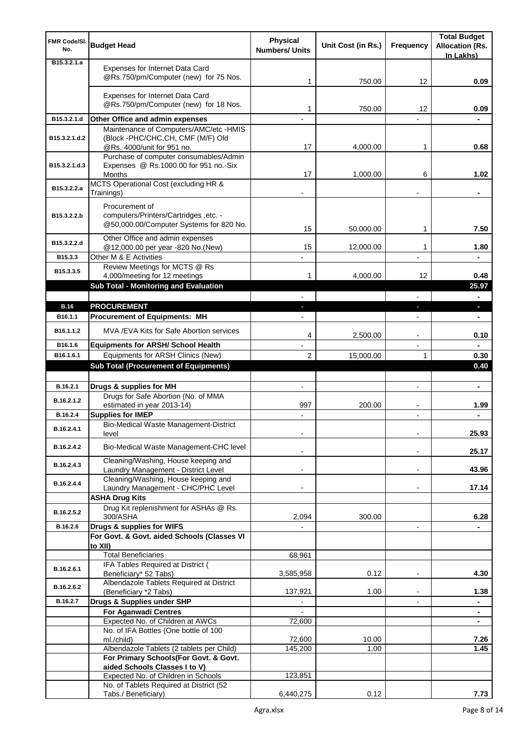| FMR Code/Sl. No. | Budget Head | Physical Numbers/ Units | Unit Cost (in Rs.) | Frequency | Total Budget Allocation (Rs. In Lakhs) |
|---|---|---|---|---|---|
| B15.3.2.1.a | Expenses for Internet Data Card @Rs.750/pm/Computer (new) for 75 Nos. | 1 | 750.00 | 12 | 0.09 |
| | Expenses for Internet Data Card @Rs.750/pm/Computer (new) for 18 Nos. | 1 | 750.00 | 12 | 0.09 |
| B15.3.2.1.d | **Other Office and admin expenses** | - | | - | - |
| B15.3.2.1.d.2 | Maintenance of Computers/AMC/etc -HMIS (Block -PHC/CHC,CH, CMF (M/F) Old @Rs. 4000/unit for 951 no. | 17 | 4,000.00 | 1 | 0.68 |
| B15.3.2.1.d.3 | Purchase of computer consumables/Admin Expenses @ Rs.1000.00 for 951 no.-Six Months | 17 | 1,000.00 | 6 | 1.02 |
| B15.3.2.2.a | MCTS Operational Cost (excluding HR & Trainings) | - | | - | - |
| B15.3.2.2.b | Procurement of computers/Printers/Cartridges ,etc. - @50,000.00/Computer Systems for 820 No. | 15 | 50,000.00 | 1 | 7.50 |
| B15.3.2.2.d | Other Office and admin expenses @12,000.00 per year -820 No.(New) | 15 | 12,000.00 | 1 | 1.80 |
| B15.3.3 | Other M & E Activities | - | | - | - |
| B15.3.3.5 | Review Meetings for MCTS @ Rs 4,000/meeting for 12 meetings | 1 | 4,000.00 | 12 | 0.48 |
| | **Sub Total - Monitoring and Evaluation** | | | | **25.97** |
| | | - | | - | - |
| **B.16** | **PROCUREMENT** | - | | - | - |
| B16.1.1 | **Procurement of Equipments: MH** | - | | - | - |
| B16.1.1.2 | MVA /EVA Kits for Safe Abortion services | 4 | 2,500.00 | - | 0.10 |
| B16.1.6 | **Equipments for ARSH/ School Health** | - | | - | - |
| B16.1.6.1 | Equipments for ARSH Clinics (New) | 2 | 15,000.00 | 1 | 0.30 |
| | **Sub Total (Procurement of Equipments)** | | | | **0.40** |
| | | | | | |
| B.16.2.1 | **Drugs & supplies for MH** | - | | - | - |
| B.16.2.1.2 | Drugs for Safe Abortion (No. of MMA estimated in year 2013-14) | 997 | 200.00 | - | 1.99 |
| B.16.2.4 | **Supplies for IMEP** | - | | - | - |
| B.16.2.4.1 | Bio-Medical Waste Management-District level | - | | - | 25.93 |
| B.16.2.4.2 | Bio-Medical Waste Management-CHC level | - | | - | 25.17 |
| B.16.2.4.3 | Cleaning/Washing, House keeping and Laundry Management - District Level | - | | - | 43.96 |
| B.16.2.4.4 | Cleaning/Washing, House keeping and Laundry Management - CHC/PHC Level | - | | - | 17.14 |
| | **ASHA Drug Kits** | | | | |
| B.16.2.5.2 | Drug Kit replenishment for ASHAs @ Rs. 300/ASHA | 2,094 | 300.00 | | 6.28 |
| B.16.2.6 | **Drugs & supplies for WIFS** | - | | - | - |
| | **For Govt. & Govt. aided Schools (Classes VI to XII)** | | | | |
| | Total Beneficiaries | 68,961 | | | |
| B.16.2.6.1 | IFA Tables Required at District ( Beneficiary* 52 Tabs) | 3,585,958 | 0.12 | - | 4.30 |
| B.16.2.6.2 | Albendazole Tablets Required at District (Beneficiary *2 Tabs) | 137,921 | 1.00 | - | 1.38 |
| B.16.2.7 | **Drugs & Supplies under SHP** | - | | - | - |
| | **For Aganwadi Centres** | - | | | - |
| | Expected No. of Children at AWCs | 72,600 | | | - |
| | No. of IFA Bottles (One bottle of 100 ml./child) | 72,600 | 10.00 | | 7.26 |
| | Albendazole Tablets (2 tablets per Child) | 145,200 | 1.00 | | 1.45 |
| | **For Primary Schools(For Govt. & Govt. aided Schools Classes I to V)** | | | | |
| | Expected No. of Children in Schools | 123,851 | | | |
| | No. of Tablets Required at District (52 Tabs./ Beneficiary) | 6,440,275 | 0.12 | | 7.73 |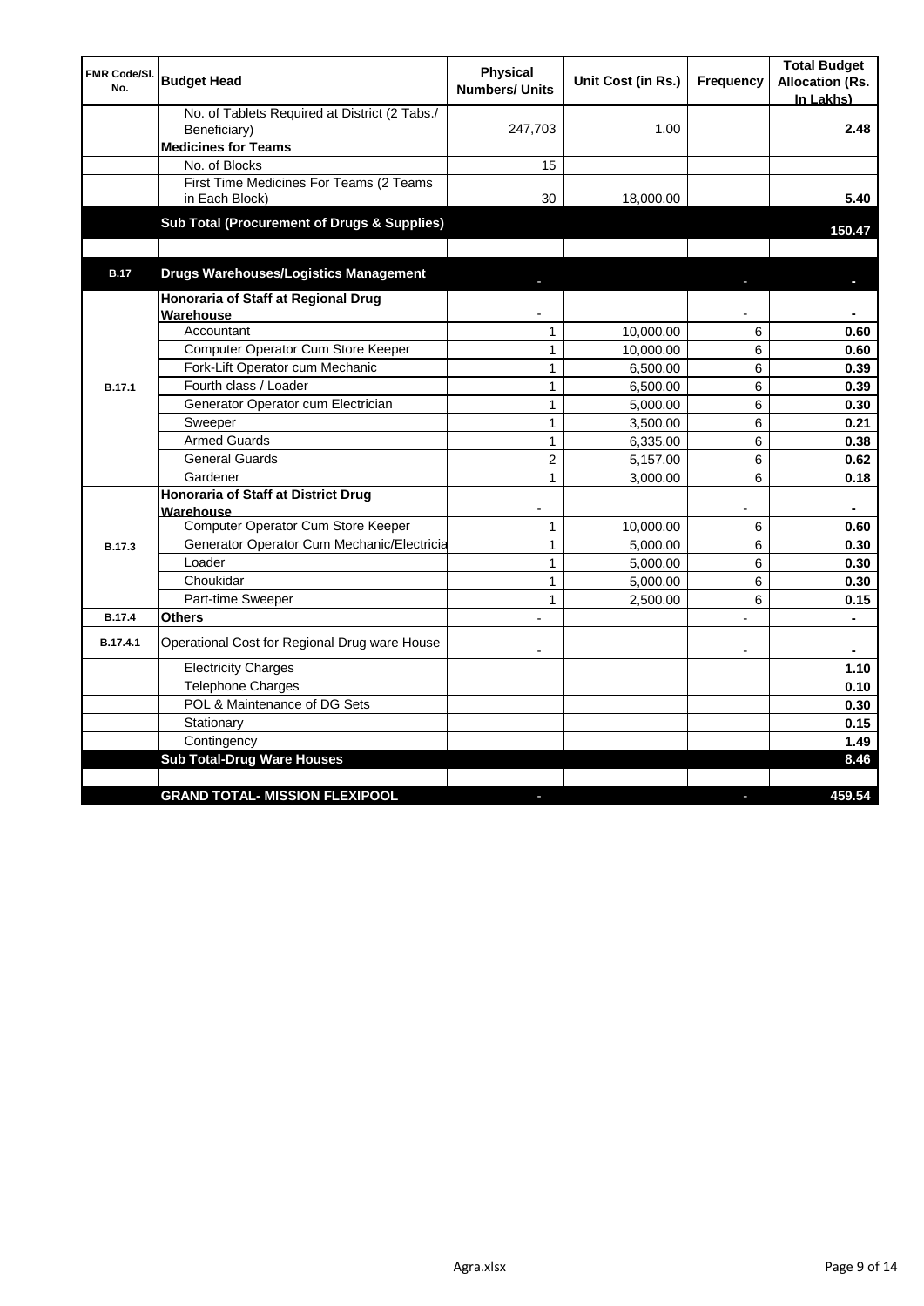| FMR Code/Sl. No. | Budget Head | Physical Numbers/ Units | Unit Cost (in Rs.) | Frequency | Total Budget Allocation (Rs. In Lakhs) |
|---|---|---|---|---|---|
| | No. of Tablets Required at District (2 Tabs./ Beneficiary) | 247,703 | 1.00 | | 2.48 |
| | **Medicines for Teams** | | | | |
| | No. of Blocks | 15 | | | |
| | First Time Medicines For Teams (2 Teams in Each Block) | 30 | 18,000.00 | | 5.40 |
| | **Sub Total (Procurement of Drugs & Supplies)** | | | | **150.47** |
| | | | | | |
| **B.17** | **Drugs Warehouses/Logistics Management** | - | | - | - |
| B.17.1 | **Honoraria of Staff at Regional Drug Warehouse** | - | | - | - |
| | Accountant | 1 | 10,000.00 | 6 | 0.60 |
| | Computer Operator Cum Store Keeper | 1 | 10,000.00 | 6 | 0.60 |
| | Fork-Lift Operator cum Mechanic | 1 | 6,500.00 | 6 | 0.39 |
| | Fourth class / Loader | 1 | 6,500.00 | 6 | 0.39 |
| | Generator Operator cum Electrician | 1 | 5,000.00 | 6 | 0.30 |
| | Sweeper | 1 | 3,500.00 | 6 | 0.21 |
| | Armed Guards | 1 | 6,335.00 | 6 | 0.38 |
| | General Guards | 2 | 5,157.00 | 6 | 0.62 |
| | Gardener | 1 | 3,000.00 | 6 | 0.18 |
| B.17.3 | **Honoraria of Staff at District Drug Warehouse** | - | | - | - |
| | Computer Operator Cum Store Keeper | 1 | 10,000.00 | 6 | 0.60 |
| | Generator Operator Cum Mechanic/Electricia | 1 | 5,000.00 | 6 | 0.30 |
| | Loader | 1 | 5,000.00 | 6 | 0.30 |
| | Choukidar | 1 | 5,000.00 | 6 | 0.30 |
| | Part-time Sweeper | 1 | 2,500.00 | 6 | 0.15 |
| B.17.4 | **Others** | - | | - | - |
| B.17.4.1 | Operational Cost for Regional Drug ware House | - | | - | - |
| | Electricity Charges | | | | 1.10 |
| | Telephone Charges | | | | 0.10 |
| | POL & Maintenance of DG Sets | | | | 0.30 |
| | Stationary | | | | 0.15 |
| | Contingency | | | | 1.49 |
| | **Sub Total-Drug Ware Houses** | | | | **8.46** |
| | | | | | |
| | **GRAND TOTAL- MISSION FLEXIPOOL** | - | | - | **459.54** |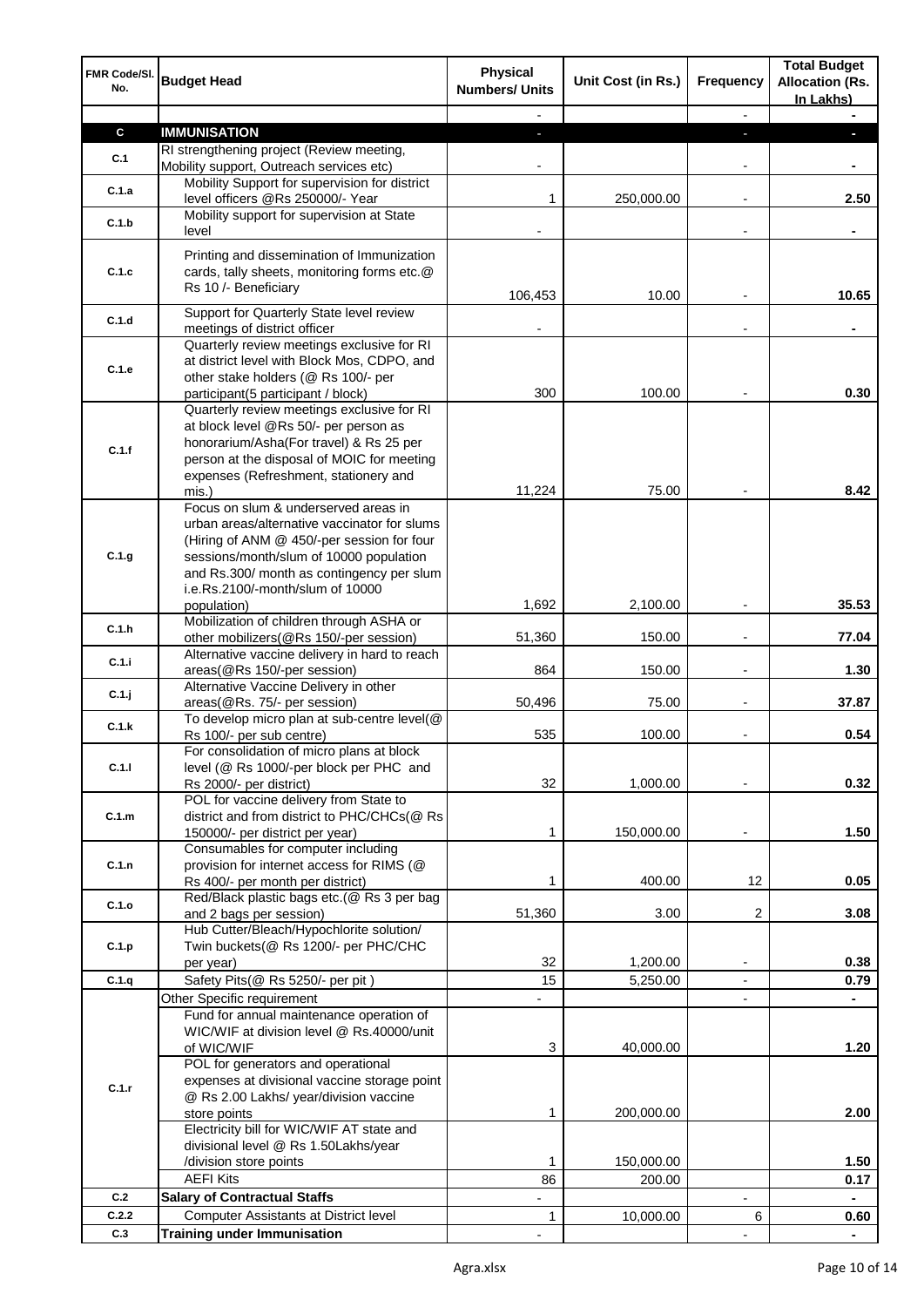| FMR Code/Sl. No. | Budget Head | Physical Numbers/ Units | Unit Cost (in Rs.) | Frequency | Total Budget Allocation (Rs. In Lakhs) |
|---|---|---|---|---|---|
| | | - | | - | - |
| C | IMMUNISATION | - | | - | - |
| C.1 | RI strengthening project (Review meeting, Mobility support, Outreach services etc) | - | | - | - |
| C.1.a | Mobility Support for supervision for district level officers @Rs 250000/- Year | 1 | 250,000.00 | - | 2.50 |
| C.1.b | Mobility support for supervision at State level | - | | - | - |
| C.1.c | Printing and dissemination of Immunization cards, tally sheets, monitoring forms etc.@ Rs 10 /- Beneficiary | 106,453 | 10.00 | - | 10.65 |
| C.1.d | Support for Quarterly State level review meetings of district officer | - | | - | - |
| C.1.e | Quarterly review meetings exclusive for RI at district level with Block Mos, CDPO, and other stake holders (@ Rs 100/- per participant(5 participant / block) | 300 | 100.00 | - | 0.30 |
| C.1.f | Quarterly review meetings exclusive for RI at block level @Rs 50/- per person as honorarium/Asha(For travel) & Rs 25 per person at the disposal of MOIC for meeting expenses (Refreshment, stationery and mis.) | 11,224 | 75.00 | - | 8.42 |
| C.1.g | Focus on slum & underserved areas in urban areas/alternative vaccinator for slums (Hiring of ANM @ 450/-per session for four sessions/month/slum of 10000 population and Rs.300/ month as contingency per slum i.e.Rs.2100/-month/slum of 10000 population) | 1,692 | 2,100.00 | - | 35.53 |
| C.1.h | Mobilization of children through ASHA or other mobilizers(@Rs 150/-per session) | 51,360 | 150.00 | - | 77.04 |
| C.1.i | Alternative vaccine delivery in hard to reach areas(@Rs 150/-per session) | 864 | 150.00 | - | 1.30 |
| C.1.j | Alternative Vaccine Delivery in other areas(@Rs. 75/- per session) | 50,496 | 75.00 | - | 37.87 |
| C.1.k | To develop micro plan at sub-centre level(@ Rs 100/- per sub centre) | 535 | 100.00 | - | 0.54 |
| C.1.l | For consolidation of micro plans at block level (@ Rs 1000/-per block per PHC and Rs 2000/- per district) | 32 | 1,000.00 | - | 0.32 |
| C.1.m | POL for vaccine delivery from State to district and from district to PHC/CHCs(@ Rs 150000/- per district per year) | 1 | 150,000.00 | - | 1.50 |
| C.1.n | Consumables for computer including provision for internet access for RIMS (@ Rs 400/- per month per district) | 1 | 400.00 | 12 | 0.05 |
| C.1.o | Red/Black plastic bags etc.(@ Rs 3 per bag and 2 bags per session) | 51,360 | 3.00 | 2 | 3.08 |
| C.1.p | Hub Cutter/Bleach/Hypochlorite solution/ Twin buckets(@ Rs 1200/- per PHC/CHC per year) | 32 | 1,200.00 | - | 0.38 |
| C.1.q | Safety Pits(@ Rs 5250/- per pit ) | 15 | 5,250.00 | - | 0.79 |
| C.1.r | Other Specific requirement | - | | - | - |
| | Fund for annual maintenance operation of WIC/WIF at division level @ Rs.40000/unit of WIC/WIF | 3 | 40,000.00 | | 1.20 |
| | POL for generators and operational expenses at divisional vaccine storage point @ Rs 2.00 Lakhs/ year/division vaccine store points | 1 | 200,000.00 | | 2.00 |
| | Electricity bill for WIC/WIF AT state and divisional level @ Rs 1.50Lakhs/year /division store points | 1 | 150,000.00 | | 1.50 |
| | AEFI Kits | 86 | 200.00 | | 0.17 |
| C.2 | Salary of Contractual Staffs | - | | - | - |
| C.2.2 | Computer Assistants at District level | 1 | 10,000.00 | 6 | 0.60 |
| C.3 | Training under Immunisation | - | | - | - |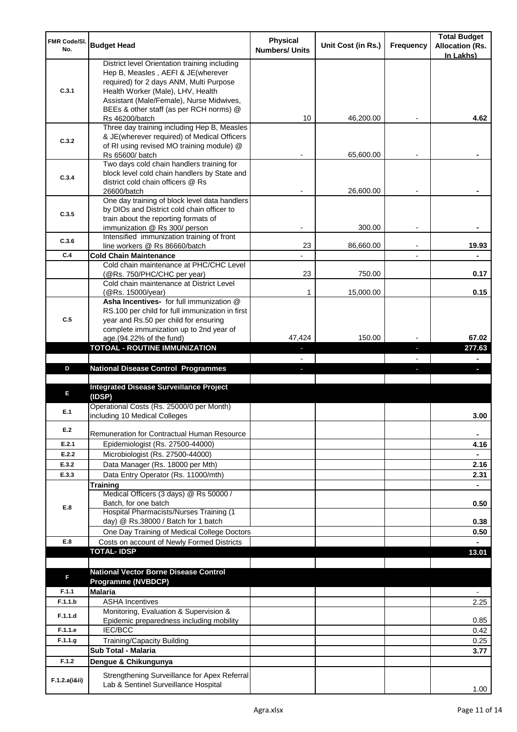| FMR Code/Sl. No. | Budget Head | Physical Numbers/ Units | Unit Cost (in Rs.) | Frequency | Total Budget Allocation (Rs. In Lakhs) |
|---|---|---|---|---|---|
| C.3.1 | District level Orientation training including Hep B, Measles , AEFI & JE(wherever required) for 2 days ANM, Multi Purpose Health Worker (Male), LHV, Health Assistant (Male/Female), Nurse Midwives, BEEs & other staff (as per RCH norms) @ Rs 46200/batch | 10 | 46,200.00 | - | 4.62 |
| C.3.2 | Three day training including Hep B, Measles & JE(wherever required) of Medical Officers of RI using revised MO training module) @ Rs 65600/ batch | - | 65,600.00 | - | - |
| C.3.4 | Two days cold chain handlers training for block level cold chain handlers by State and district cold chain officers @ Rs 26600/batch | - | 26,600.00 | - | - |
| C.3.5 | One day training of block level data handlers by DIOs and District cold chain officer to train about the reporting formats of immunization @ Rs 300/ person | - | 300.00 | - | - |
| C.3.6 | Intensified immunization training of front line workers @ Rs 86660/batch | 23 | 86,660.00 | - | 19.93 |
| C.4 | **Cold Chain Maintenance** | - | | - | - |
| | Cold chain maintenance at PHC/CHC Level (@Rs. 750/PHC/CHC per year) | 23 | 750.00 | | 0.17 |
| | Cold chain maintenance at District Level (@Rs. 15000/year) | 1 | 15,000.00 | | 0.15 |
| C.5 | **Asha Incentives-** for full immunization @ RS.100 per child for full immunization in first year and Rs.50 per child for ensuring complete immunization up to 2nd year of age.(94.22% of the fund) | 47,424 | 150.00 | - | 67.02 |
| | **TOTOAL - ROUTINE IMMUNIZATION** | - | | - | **277.63** |
| | | - | | - | - |
| D | **National Disease Control Programmes** | - | | - | - |
| | | | | | |
| E | **Integrated Disease Surveillance Project (IDSP)** | | | | |
| E.1 | Operational Costs (Rs. 25000/0 per Month) including 10 Medical Colleges | | | | 3.00 |
| E.2 | Remuneration for Contractual Human Resource | | | | - |
| E.2.1 | Epidemiologist (Rs. 27500-44000) | | | | 4.16 |
| E.2.2 | Microbiologist (Rs. 27500-44000) | | | | - |
| E.3.2 | Data Manager (Rs. 18000 per Mth) | | | | 2.16 |
| E.3.3 | Data Entry Operator (Rs. 11000/mth) | | | | 2.31 |
| | **Training** | | | | - |
| E.8 | Medical Officers (3 days) @ Rs 50000 / Batch, for one batch | | | | 0.50 |
| | Hospital Pharmacists/Nurses Training (1 day) @ Rs.38000 / Batch for 1 batch | | | | 0.38 |
| | One Day Training of Medical College Doctors | | | | 0.50 |
| E.8 | Costs on account of Newly Formed Districts | | | | - |
| | **TOTAL- IDSP** | | | | **13.01** |
| | | | | | |
| F | **National Vector Borne Disease Control Programme (NVBDCP)** | | | | |
| F.1.1 | **Malaria** | | | | - |
| F.1.1.b | ASHA Incentives | | | | 2.25 |
| F.1.1.d | Monitoring, Evaluation & Supervision & Epidemic preparedness including mobility | | | | 0.85 |
| F.1.1.e | IEC/BCC | | | | 0.42 |
| F.1.1.g | Training/Capacity Building | | | | 0.25 |
| | **Sub Total - Malaria** | | | | **3.77** |
| F.1.2 | **Dengue & Chikungunya** | | | | |
| F.1.2.a(i&ii) | Strengthening Surveillance for Apex Referral Lab & Sentinel Surveillance Hospital | | | | 1.00 |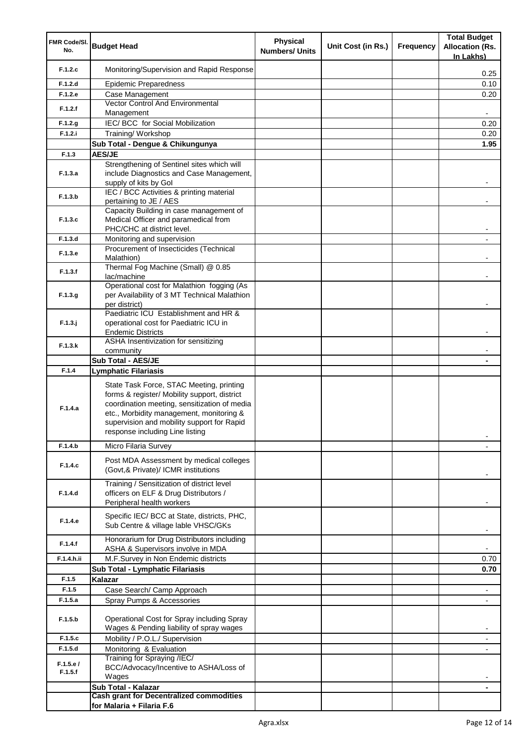| FMR Code/Sl. No. | Budget Head | Physical Numbers/ Units | Unit Cost (in Rs.) | Frequency | Total Budget Allocation (Rs. In Lakhs) |
|---|---|---|---|---|---|
| F.1.2.c | Monitoring/Supervision and Rapid Response | | | | 0.25 |
| F.1.2.d | Epidemic Preparedness | | | | 0.10 |
| F.1.2.e | Case Management | | | | 0.20 |
| F.1.2.f | Vector Control And Environmental Management | | | | - |
| F.1.2.g | IEC/ BCC for Social Mobilization | | | | 0.20 |
| F.1.2.i | Training/ Workshop | | | | 0.20 |
| | **Sub Total - Dengue & Chikungunya** | | | | **1.95** |
| F.1.3 | **AES/JE** | | | | |
| F.1.3.a | Strengthening of Sentinel sites which will include Diagnostics and Case Management, supply of kits by GoI | | | | - |
| F.1.3.b | IEC / BCC Activities & printing material pertaining to JE / AES | | | | - |
| F.1.3.c | Capacity Building in case management of Medical Officer and paramedical from PHC/CHC at district level. | | | | - |
| F.1.3.d | Monitoring and supervision | | | | - |
| F.1.3.e | Procurement of Insecticides (Technical Malathion) | | | | - |
| F.1.3.f | Thermal Fog Machine (Small) @ 0.85 lac/machine | | | | - |
| F.1.3.g | Operational cost for Malathion fogging (As per Availability of 3 MT Technical Malathion per district) | | | | - |
| F.1.3.j | Paediatric ICU Establishment and HR & operational cost for Paediatric ICU in Endemic Districts | | | | - |
| F.1.3.k | ASHA Insentivization for sensitizing community | | | | - |
| | **Sub Total - AES/JE** | | | | **-** |
| F.1.4 | **Lymphatic Filariasis** | | | | |
| F.1.4.a | State Task Force, STAC Meeting, printing forms & register/ Mobility support, district coordination meeting, sensitization of media etc., Morbidity management, monitoring & supervision and mobility support for Rapid response including Line listing | | | | - |
| F.1.4.b | Micro Filaria Survey | | | | - |
| F.1.4.c | Post MDA Assessment by medical colleges (Govt,& Private)/ ICMR institutions | | | | - |
| F.1.4.d | Training / Sensitization of district level officers on ELF & Drug Distributors / Peripheral health workers | | | | - |
| F.1.4.e | Specific IEC/ BCC at State, districts, PHC, Sub Centre & village lable VHSC/GKs | | | | - |
| F.1.4.f | Honorarium for Drug Distributors including ASHA & Supervisors involve in MDA | | | | - |
| F.1.4.h.ii | M.F.Survey in Non Endemic districts | | | | 0.70 |
| | **Sub Total - Lymphatic Filariasis** | | | | **0.70** |
| F.1.5 | **Kalazar** | | | | |
| F.1.5 | Case Search/ Camp Approach | | | | - |
| F.1.5.a | Spray Pumps & Accessories | | | | - |
| F.1.5.b | Operational Cost for Spray including Spray Wages & Pending liability of spray wages | | | | - |
| F.1.5.c | Mobility / P.O.L./ Supervision | | | | - |
| F.1.5.d | Monitoring & Evaluation | | | | - |
| F.1.5.e / F.1.5.f | Training for Spraying /IEC/ BCC/Advocacy/Incentive to ASHA/Loss of Wages | | | | - |
| | **Sub Total - Kalazar** | | | | **-** |
| | **Cash grant for Decentralized commodities for Malaria + Filaria F.6** | | | | |

Agra.xlsx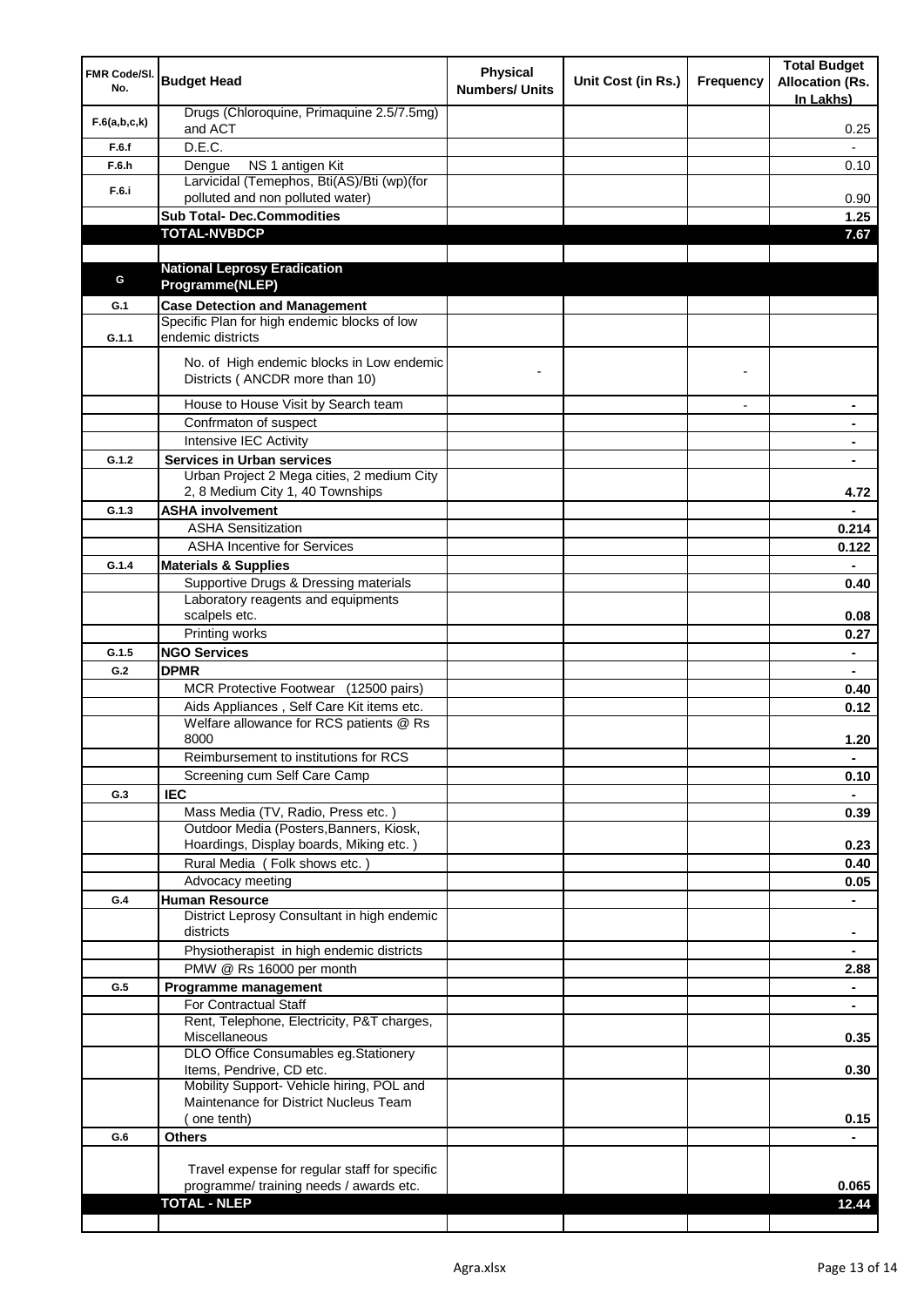| FMR Code/Sl. No. | Budget Head | Physical Numbers/ Units | Unit Cost (in Rs.) | Frequency | Total Budget Allocation (Rs. In Lakhs) |
|---|---|---|---|---|---|
| F.6(a,b,c,k) | Drugs (Chloroquine, Primaquine 2.5/7.5mg) and ACT | | | | 0.25 |
| F.6.f | D.E.C. | | | | - |
| F.6.h | Dengue NS 1 antigen Kit | | | | 0.10 |
| F.6.i | Larvicidal (Temephos, Bti(AS)/Bti (wp)(for polluted and non polluted water) | | | | 0.90 |
| | **Sub Total- Dec.Commodities** | | | | **1.25** |
| | **TOTAL-NVBDCP** | | | | **7.67** |
| | | | | | |
| G | **National Leprosy Eradication Programme(NLEP)** | | | | |
| G.1 | **Case Detection and Management** | | | | |
| G.1.1 | Specific Plan for high endemic blocks of low endemic districts | | | | |
| | No. of High endemic blocks in Low endemic Districts ( ANCDR more than 10) | - | | - | |
| | House to House Visit by Search team | | | - | - |
| | Confrmaton of suspect | | | | - |
| | Intensive IEC Activity | | | | - |
| G.1.2 | **Services in Urban services** | | | | - |
| | Urban Project 2 Mega cities, 2 medium City 2, 8 Medium City 1, 40 Townships | | | | **4.72** |
| G.1.3 | **ASHA involvement** | | | | - |
| | ASHA Sensitization | | | | **0.214** |
| | ASHA Incentive for Services | | | | **0.122** |
| G.1.4 | **Materials & Supplies** | | | | - |
| | Supportive Drugs & Dressing materials | | | | **0.40** |
| | Laboratory reagents and equipments scalpels etc. | | | | **0.08** |
| | Printing works | | | | **0.27** |
| G.1.5 | **NGO Services** | | | | - |
| G.2 | **DPMR** | | | | - |
| | MCR Protective Footwear (12500 pairs) | | | | **0.40** |
| | Aids Appliances , Self Care Kit items etc. | | | | **0.12** |
| | Welfare allowance for RCS patients @ Rs 8000 | | | | **1.20** |
| | Reimbursement to institutions for RCS | | | | - |
| | Screening cum Self Care Camp | | | | **0.10** |
| G.3 | **IEC** | | | | - |
| | Mass Media (TV, Radio, Press etc. ) | | | | **0.39** |
| | Outdoor Media (Posters,Banners, Kiosk, Hoardings, Display boards, Miking etc. ) | | | | **0.23** |
| | Rural Media ( Folk shows etc. ) | | | | **0.40** |
| | Advocacy meeting | | | | **0.05** |
| G.4 | **Human Resource** | | | | - |
| | District Leprosy Consultant in high endemic districts | | | | - |
| | Physiotherapist in high endemic districts | | | | - |
| | PMW @ Rs 16000 per month | | | | **2.88** |
| G.5 | **Programme management** | | | | - |
| | For Contractual Staff | | | | - |
| | Rent, Telephone, Electricity, P&T charges, Miscellaneous | | | | **0.35** |
| | DLO Office Consumables eg.Stationery Items, Pendrive, CD etc. | | | | **0.30** |
| | Mobility Support- Vehicle hiring, POL and Maintenance for District Nucleus Team ( one tenth) | | | | **0.15** |
| G.6 | **Others** | | | | - |
| | Travel expense for regular staff for specific programme/ training needs / awards etc. | | | | **0.065** |
| | **TOTAL - NLEP** | | | | **12.44** |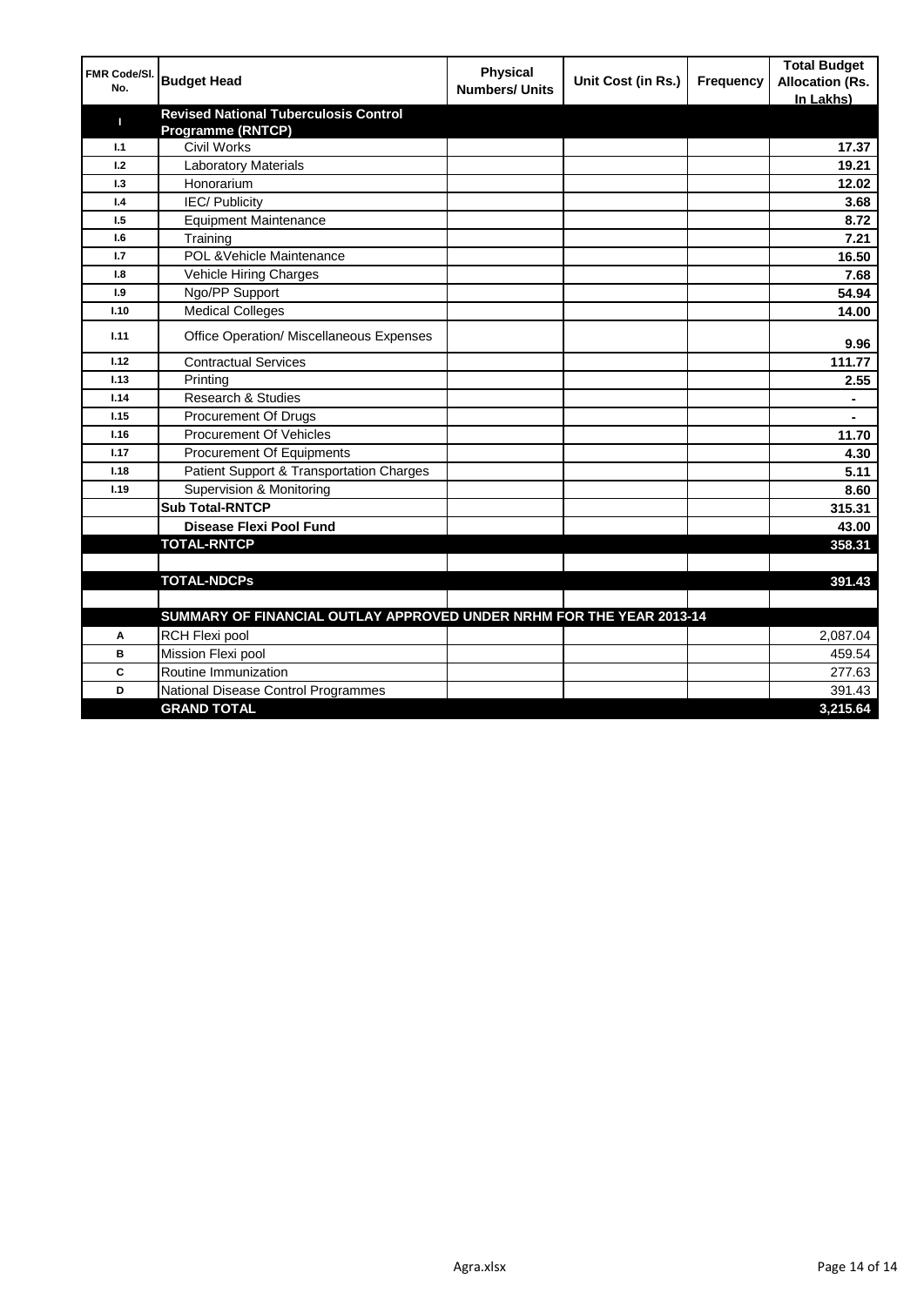| FMR Code/Sl. No. | Budget Head | Physical Numbers/ Units | Unit Cost (in Rs.) | Frequency | Total Budget Allocation (Rs. In Lakhs) |
|---|---|---|---|---|---|
| **I** | **Revised National Tuberculosis Control Programme (RNTCP)** | | | | |
| I.1 | Civil Works | | | | **17.37** |
| I.2 | Laboratory Materials | | | | **19.21** |
| I.3 | Honorarium | | | | **12.02** |
| I.4 | IEC/ Publicity | | | | **3.68** |
| I.5 | Equipment Maintenance | | | | **8.72** |
| I.6 | Training | | | | **7.21** |
| I.7 | POL &Vehicle Maintenance | | | | **16.50** |
| I.8 | Vehicle Hiring Charges | | | | **7.68** |
| I.9 | Ngo/PP Support | | | | **54.94** |
| I.10 | Medical Colleges | | | | **14.00** |
| I.11 | Office Operation/ Miscellaneous Expenses | | | | **9.96** |
| I.12 | Contractual Services | | | | **111.77** |
| I.13 | Printing | | | | **2.55** |
| I.14 | Research & Studies | | | | **-** |
| I.15 | Procurement Of Drugs | | | | **-** |
| I.16 | Procurement Of Vehicles | | | | **11.70** |
| I.17 | Procurement Of Equipments | | | | **4.30** |
| I.18 | Patient Support & Transportation Charges | | | | **5.11** |
| I.19 | Supervision & Monitoring | | | | **8.60** |
| | **Sub Total-RNTCP** | | | | **315.31** |
| | **Disease Flexi Pool Fund** | | | | **43.00** |
| | **TOTAL-RNTCP** | | | | **358.31** |
| | | | | | |
| | **TOTAL-NDCPs** | | | | **391.43** |
| | | | | | |
| | **SUMMARY OF FINANCIAL OUTLAY APPROVED UNDER NRHM FOR THE YEAR 2013-14** | | | | |
| A | RCH Flexi pool | | | | 2,087.04 |
| B | Mission Flexi pool | | | | 459.54 |
| C | Routine Immunization | | | | 277.63 |
| D | National Disease Control Programmes | | | | 391.43 |
| | **GRAND TOTAL** | | | | **3,215.64** |